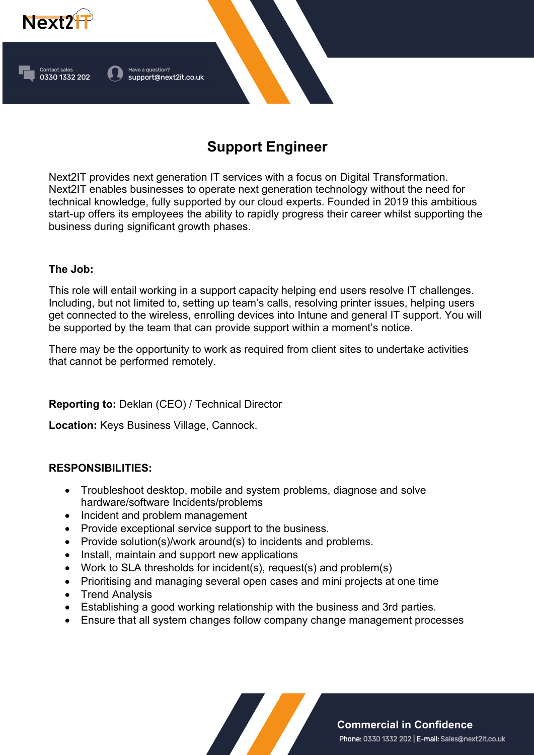# Support Engineer

Next2IT provides next generation IT services with a focus on Digital Transformation. Next2IT enables businesses to operate next generation technology without the need for technical knowledge, fully supported by our cloud experts. Founded in 2019 this ambitious start-up offers its employees the ability to rapidly progress their career whilst supporting the business during significant growth phases.

**The Job:**

This role will entail working in a support capacity helping end users resolve IT challenges. Including, but not limited to, setting up team's calls, resolving printer issues, helping users get connected to the wireless, enrolling devices into Intune and general IT support. You will be supported by the team that can provide support within a moment's notice.

There may be the opportunity to work as required from client sites to undertake activities that cannot be performed remotely.

**Reporting to:** Deklan (CEO) / Technical Director

**Location:** Keys Business Village, Cannock.

**RESPONSIBILITIES:**

- Troubleshoot desktop, mobile and system problems, diagnose and solve hardware/software Incidents/problems
- Incident and problem management
- Provide exceptional service support to the business.
- Provide solution(s)/work around(s) to incidents and problems.
- Install, maintain and support new applications
- Work to SLA thresholds for incident(s), request(s) and problem(s)
- Prioritising and managing several open cases and mini projects at one time
- Trend Analysis
- Establishing a good working relationship with the business and 3rd parties.
- Ensure that all system changes follow company change management processes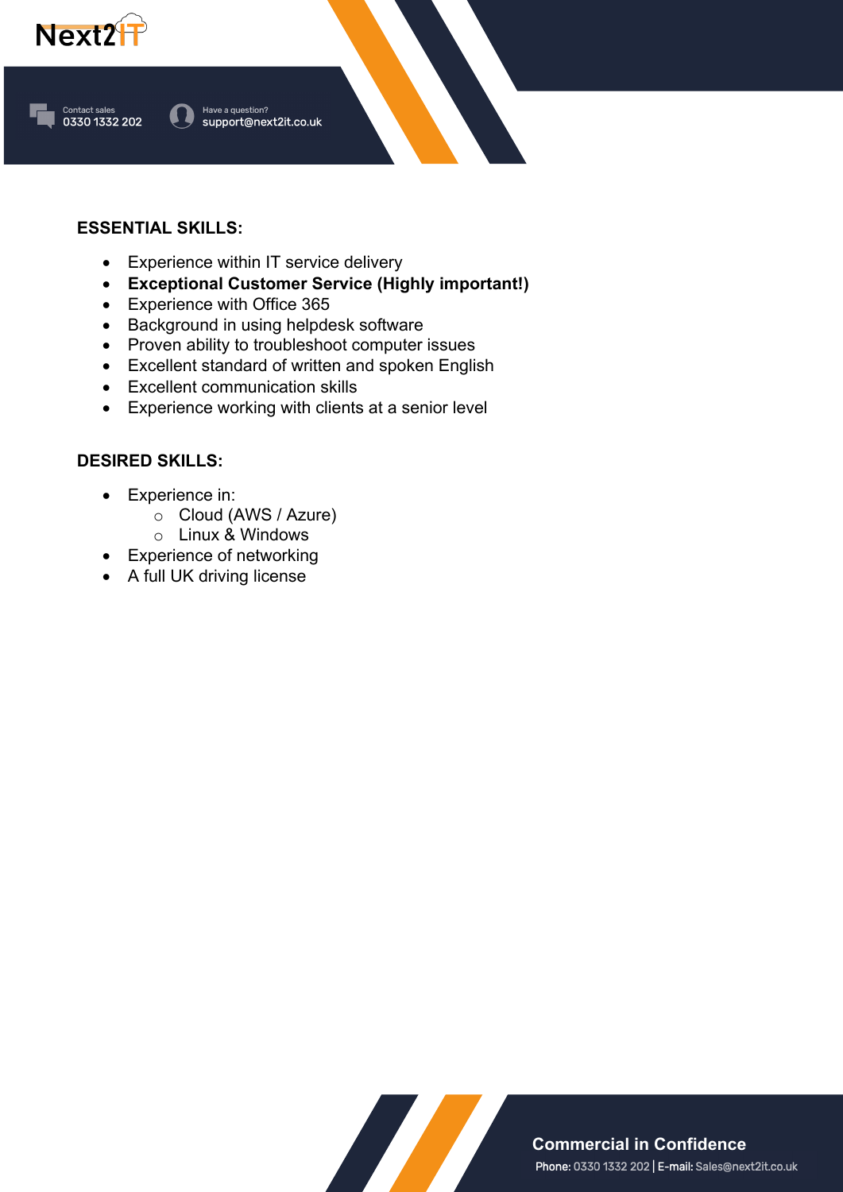**ESSENTIAL SKILLS:**

- Experience within IT service delivery
- **Exceptional Customer Service (Highly important!)**
- Experience with Office 365
- Background in using helpdesk software
- Proven ability to troubleshoot computer issues
- Excellent standard of written and spoken English
- Excellent communication skills
- Experience working with clients at a senior level

**DESIRED SKILLS:**

- Experience in:
  - Cloud (AWS / Azure)
  - Linux & Windows
- Experience of networking
- A full UK driving license